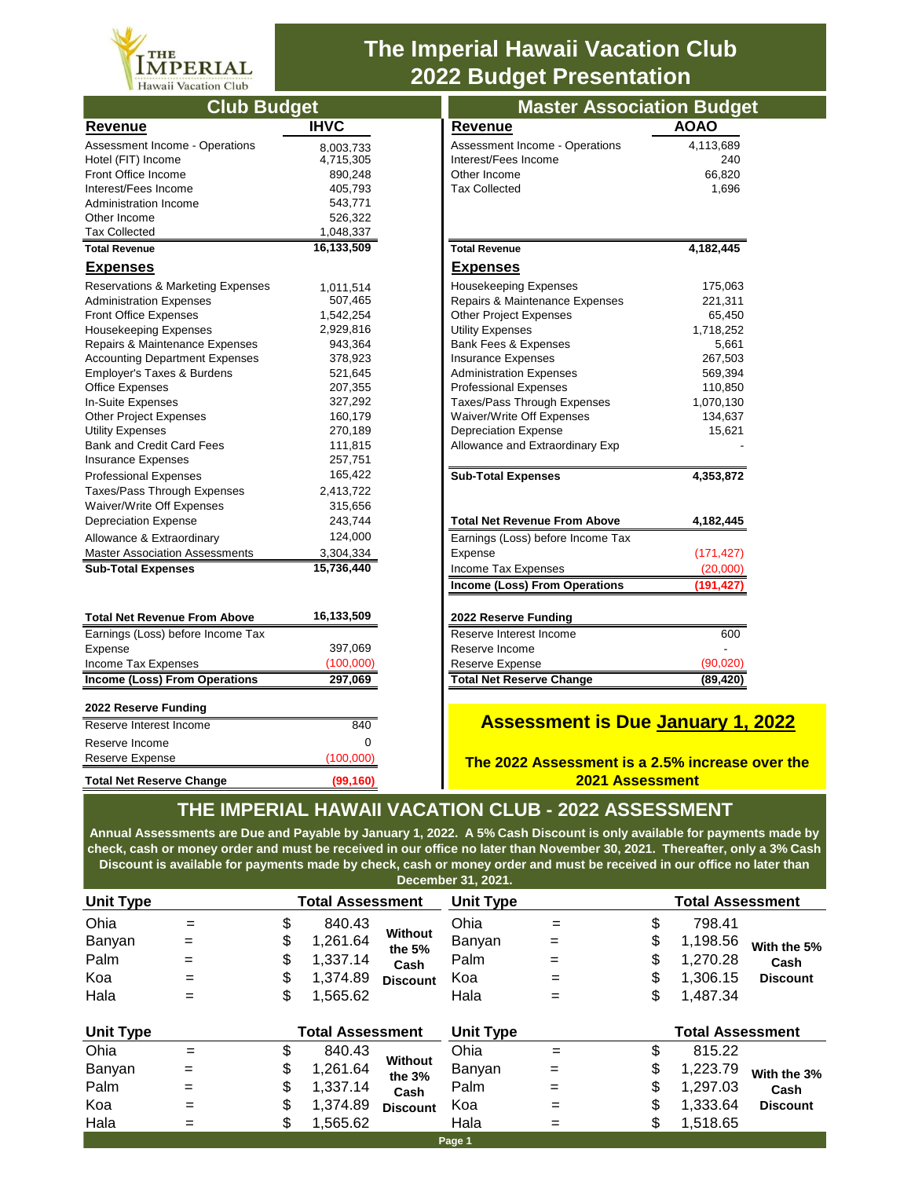# The Imperial Hawaii Vacation Club 2022 Budget Presentation

## Club Budget

| Revenue | IHVC |
|---|---|
| Assessment Income - Operations | 8,003,733 |
| Hotel (FIT) Income | 4,715,305 |
| Front Office Income | 890,248 |
| Interest/Fees Income | 405,793 |
| Administration Income | 543,771 |
| Other Income | 526,322 |
| Tax Collected | 1,048,337 |
| **Total Revenue** | **16,133,509** |

| Expenses | |
|---|---|
| Reservations & Marketing Expenses | 1,011,514 |
| Administration Expenses | 507,465 |
| Front Office Expenses | 1,542,254 |
| Housekeeping Expenses | 2,929,816 |
| Repairs & Maintenance Expenses | 943,364 |
| Accounting Department Expenses | 378,923 |
| Employer's Taxes & Burdens | 521,645 |
| Office Expenses | 207,355 |
| In-Suite Expenses | 327,292 |
| Other Project Expenses | 160,179 |
| Utility Expenses | 270,189 |
| Bank and Credit Card Fees | 111,815 |
| Insurance Expenses | 257,751 |
| Professional Expenses | 165,422 |
| Taxes/Pass Through Expenses | 2,413,722 |
| Waiver/Write Off Expenses | 315,656 |
| Depreciation Expense | 243,744 |
| Allowance & Extraordinary | 124,000 |
| Master Association Assessments | 3,304,334 |
| **Sub-Total Expenses** | **15,736,440** |

| | |
|---|---|
| **Total Net Revenue From Above** | **16,133,509** |
| Earnings (Loss) before Income Tax Expense | 397,069 |
| Income Tax Expenses | (100,000) |
| **Income (Loss) From Operations** | **297,069** |

| 2022 Reserve Funding | |
|---|---|
| Reserve Interest Income | 840 |
| Reserve Income | 0 |
| Reserve Expense | (100,000) |
| **Total Net Reserve Change** | **(99,160)** |

## Master Association Budget

| Revenue | AOAO |
|---|---|
| Assessment Income - Operations | 4,113,689 |
| Interest/Fees Income | 240 |
| Other Income | 66,820 |
| Tax Collected | 1,696 |
| **Total Revenue** | **4,182,445** |

| Expenses | |
|---|---|
| Housekeeping Expenses | 175,063 |
| Repairs & Maintenance Expenses | 221,311 |
| Other Project Expenses | 65,450 |
| Utility Expenses | 1,718,252 |
| Bank Fees & Expenses | 5,661 |
| Insurance Expenses | 267,503 |
| Administration Expenses | 569,394 |
| Professional Expenses | 110,850 |
| Taxes/Pass Through Expenses | 1,070,130 |
| Waiver/Write Off Expenses | 134,637 |
| Depreciation Expense | 15,621 |
| Allowance and Extraordinary Exp | - |
| **Sub-Total Expenses** | **4,353,872** |

| | |
|---|---|
| **Total Net Revenue From Above** | **4,182,445** |
| Earnings (Loss) before Income Tax Expense | (171,427) |
| Income Tax Expenses | (20,000) |
| **Income (Loss) From Operations** | **(191,427)** |

| 2022 Reserve Funding | |
|---|---|
| Reserve Interest Income | 600 |
| Reserve Income | - |
| Reserve Expense | (90,020) |
| **Total Net Reserve Change** | **(89,420)** |

**Assessment is Due January 1, 2022**

**The 2022 Assessment is a 2.5% increase over the 2021 Assessment**

## THE IMPERIAL HAWAII VACATION CLUB - 2022 ASSESSMENT

**Annual Assessments are Due and Payable by January 1, 2022. A 5% Cash Discount is only available for payments made by check, cash or money order and must be received in our office no later than November 30, 2021. Thereafter, only a 3% Cash Discount is available for payments made by check, cash or money order and must be received in our office no later than December 31, 2021.**

| Unit Type | Total Assessment (Without the 5% Cash Discount) | Total Assessment (With the 5% Cash Discount) |
|---|---|---|
| Ohia | $ 840.43 | $ 798.41 |
| Banyan | $ 1,261.64 | $ 1,198.56 |
| Palm | $ 1,337.14 | $ 1,270.28 |
| Koa | $ 1,374.89 | $ 1,306.15 |
| Hala | $ 1,565.62 | $ 1,487.34 |

| Unit Type | Total Assessment (Without the 3% Cash Discount) | Total Assessment (With the 3% Cash Discount) |
|---|---|---|
| Ohia | $ 840.43 | $ 815.22 |
| Banyan | $ 1,261.64 | $ 1,223.79 |
| Palm | $ 1,337.14 | $ 1,297.03 |
| Koa | $ 1,374.89 | $ 1,333.64 |
| Hala | $ 1,565.62 | $ 1,518.65 |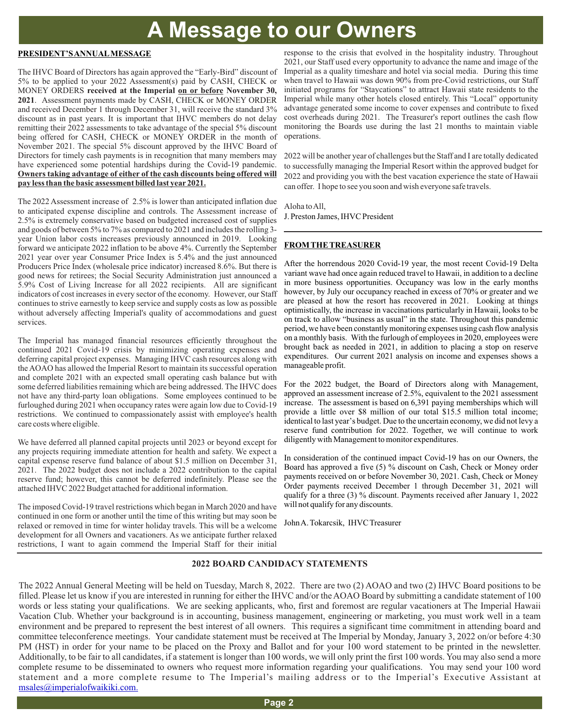# A Message to our Owners

**PRESIDENT'S ANNUAL MESSAGE**

The IHVC Board of Directors has again approved the "Early-Bird" discount of 5% to be applied to your 2022 Assessment(s) paid by CASH, CHECK or MONEY ORDERS **received at the Imperial on or before November 30, 2021**. Assessment payments made by CASH, CHECK or MONEY ORDER and received December 1 through December 31, will receive the standard 3% discount as in past years. It is important that IHVC members do not delay remitting their 2022 assessments to take advantage of the special 5% discount being offered for CASH, CHECK or MONEY ORDER in the month of November 2021. The special 5% discount approved by the IHVC Board of Directors for timely cash payments is in recognition that many members may have experienced some potential hardships during the Covid-19 pandemic. **Owners taking advantage of either of the cash discounts being offered will pay less than the basic assessment billed last year 2021.**

The 2022 Assessment increase of 2.5% is lower than anticipated inflation due to anticipated expense discipline and controls. The Assessment increase of 2.5% is extremely conservative based on budgeted increased cost of supplies and goods of between 5% to 7% as compared to 2021 and includes the rolling 3-year Union labor costs increases previously announced in 2019. Looking forward we anticipate 2022 inflation to be above 4%. Currently the September 2021 year over year Consumer Price Index is 5.4% and the just announced Producers Price Index (wholesale price indicator) increased 8.6%. But there is good news for retirees; the Social Security Administration just announced a 5.9% Cost of Living Increase for all 2022 recipients. All are significant indicators of cost increases in every sector of the economy. However, our Staff continues to strive earnestly to keep service and supply costs as low as possible without adversely affecting Imperial's quality of accommodations and guest services.

The Imperial has managed financial resources efficiently throughout the continued 2021 Covid-19 crisis by minimizing operating expenses and deferring capital project expenses. Managing IHVC cash resources along with the AOAO has allowed the Imperial Resort to maintain its successful operation and complete 2021 with an expected small operating cash balance but with some deferred liabilities remaining which are being addressed. The IHVC does not have any third-party loan obligations. Some employees continued to be furloughed during 2021 when occupancy rates were again low due to Covid-19 restrictions. We continued to compassionately assist with employee's health care costs where eligible.

We have deferred all planned capital projects until 2023 or beyond except for any projects requiring immediate attention for health and safety. We expect a capital expense reserve fund balance of about $1.5 million on December 31, 2021. The 2022 budget does not include a 2022 contribution to the capital reserve fund; however, this cannot be deferred indefinitely. Please see the attached IHVC 2022 Budget attached for additional information.

The imposed Covid-19 travel restrictions which began in March 2020 and have continued in one form or another until the time of this writing but may soon be relaxed or removed in time for winter holiday travels. This will be a welcome development for all Owners and vacationers. As we anticipate further relaxed restrictions, I want to again commend the Imperial Staff for their initial response to the crisis that evolved in the hospitality industry. Throughout 2021, our Staff used every opportunity to advance the name and image of the Imperial as a quality timeshare and hotel via social media. During this time when travel to Hawaii was down 90% from pre-Covid restrictions, our Staff initiated programs for "Staycations" to attract Hawaii state residents to the Imperial while many other hotels closed entirely. This "Local" opportunity advantage generated some income to cover expenses and contribute to fixed cost overheads during 2021. The Treasurer's report outlines the cash flow monitoring the Boards use during the last 21 months to maintain viable operations.

2022 will be another year of challenges but the Staff and I are totally dedicated to successfully managing the Imperial Resort within the approved budget for 2022 and providing you with the best vacation experience the state of Hawaii can offer. I hope to see you soon and wish everyone safe travels.

Aloha to All,
J. Preston James, IHVC President

**FROM THE TREASURER**

After the horrendous 2020 Covid-19 year, the most recent Covid-19 Delta variant wave had once again reduced travel to Hawaii, in addition to a decline in more business opportunities. Occupancy was low in the early months however, by July our occupancy reached in excess of 70% or greater and we are pleased at how the resort has recovered in 2021. Looking at things optimistically, the increase in vaccinations particularly in Hawaii, looks to be on track to allow "business as usual" in the state. Throughout this pandemic period, we have been constantly monitoring expenses using cash flow analysis on a monthly basis. With the furlough of employees in 2020, employees were brought back as needed in 2021, in addition to placing a stop on reserve expenditures. Our current 2021 analysis on income and expenses shows a manageable profit.

For the 2022 budget, the Board of Directors along with Management, approved an assessment increase of 2.5%, equivalent to the 2021 assessment increase. The assessment is based on 6,391 paying memberships which will provide a little over $8 million of our total $15.5 million total income; identical to last year's budget. Due to the uncertain economy, we did not levy a reserve fund contribution for 2022. Together, we will continue to work diligently with Management to monitor expenditures.

In consideration of the continued impact Covid-19 has on our Owners, the Board has approved a five (5) % discount on Cash, Check or Money order payments received on or before November 30, 2021. Cash, Check or Money Order payments received December 1 through December 31, 2021 will qualify for a three (3) % discount. Payments received after January 1, 2022 will not qualify for any discounts.

John A. Tokarcsik, IHVC Treasurer

**2022 BOARD CANDIDACY STATEMENTS**

The 2022 Annual General Meeting will be held on Tuesday, March 8, 2022. There are two (2) AOAO and two (2) IHVC Board positions to be filled. Please let us know if you are interested in running for either the IHVC and/or the AOAO Board by submitting a candidate statement of 100 words or less stating your qualifications. We are seeking applicants, who, first and foremost are regular vacationers at The Imperial Hawaii Vacation Club. Whether your background is in accounting, business management, engineering or marketing, you must work well in a team environment and be prepared to represent the best interest of all owners. This requires a significant time commitment in attending board and committee teleconference meetings. Your candidate statement must be received at The Imperial by Monday, January 3, 2022 on/or before 4:30 PM (HST) in order for your name to be placed on the Proxy and Ballot and for your 100 word statement to be printed in the newsletter. Additionally, to be fair to all candidates, if a statement is longer than 100 words, we will only print the first 100 words. You may also send a more complete resume to be disseminated to owners who request more information regarding your qualifications. You may send your 100 word statement and a more complete resume to The Imperial's mailing address or to the Imperial's Executive Assistant at msales@imperialofwaikiki.com.